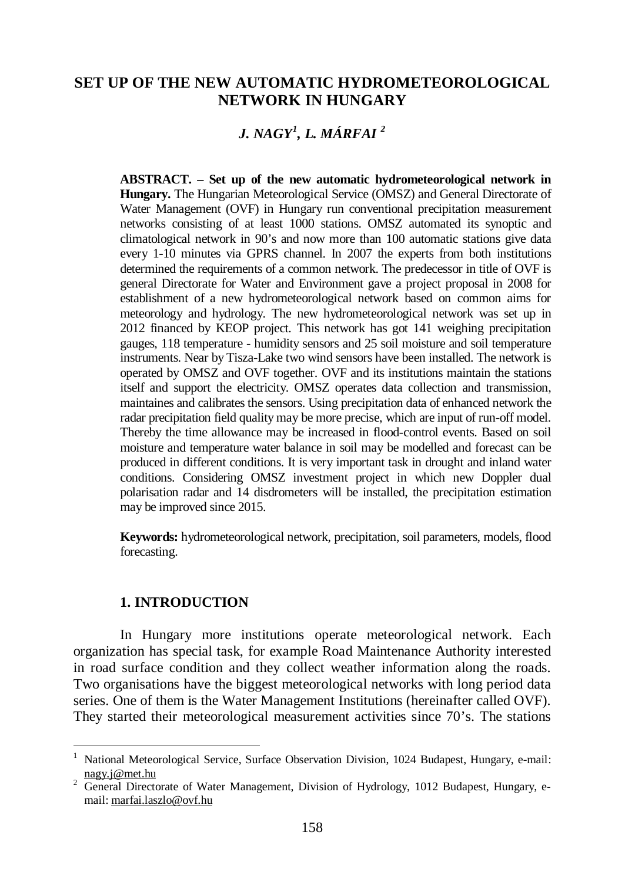# SET UP OF THE NEW AUTOMATIC HYDROMETEOROLOGICAL NETWORK IN HUNGARY

### *J. NAGY[1], L. MÁRFAI [2]*

**ABSTRACT. – Set up of the new automatic hydrometeorological network in Hungary.** The Hungarian Meteorological Service (OMSZ) and General Directorate of Water Management (OVF) in Hungary run conventional precipitation measurement networks consisting of at least 1000 stations. OMSZ automated its synoptic and climatological network in 90's and now more than 100 automatic stations give data every 1-10 minutes via GPRS channel. In 2007 the experts from both institutions determined the requirements of a common network. The predecessor in title of OVF is general Directorate for Water and Environment gave a project proposal in 2008 for establishment of a new hydrometeorological network based on common aims for meteorology and hydrology. The new hydrometeorological network was set up in 2012 financed by KEOP project. This network has got 141 weighing precipitation gauges, 118 temperature - humidity sensors and 25 soil moisture and soil temperature instruments. Near by Tisza-Lake two wind sensors have been installed. The network is operated by OMSZ and OVF together. OVF and its institutions maintain the stations itself and support the electricity. OMSZ operates data collection and transmission, maintaines and calibrates the sensors. Using precipitation data of enhanced network the radar precipitation field quality may be more precise, which are input of run-off model. Thereby the time allowance may be increased in flood-control events. Based on soil moisture and temperature water balance in soil may be modelled and forecast can be produced in different conditions. It is very important task in drought and inland water conditions. Considering OMSZ investment project in which new Doppler dual polarisation radar and 14 disdrometers will be installed, the precipitation estimation may be improved since 2015.

**Keywords:** hydrometeorological network, precipitation, soil parameters, models, flood forecasting.

## 1. INTRODUCTION

In Hungary more institutions operate meteorological network. Each organization has special task, for example Road Maintenance Authority interested in road surface condition and they collect weather information along the roads. Two organisations have the biggest meteorological networks with long period data series. One of them is the Water Management Institutions (hereinafter called OVF). They started their meteorological measurement activities since 70's. The stations

---

[1] National Meteorological Service, Surface Observation Division, 1024 Budapest, Hungary, e-mail: nagy.j@met.hu

[2] General Directorate of Water Management, Division of Hydrology, 1012 Budapest, Hungary, e-mail: marfai.laszlo@ovf.hu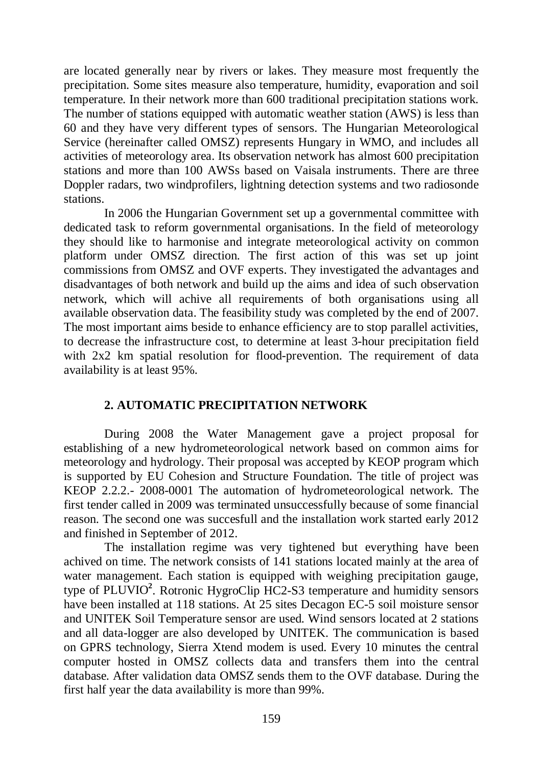are located generally near by rivers or lakes. They measure most frequently the precipitation. Some sites measure also temperature, humidity, evaporation and soil temperature. In their network more than 600 traditional precipitation stations work. The number of stations equipped with automatic weather station (AWS) is less than 60 and they have very different types of sensors. The Hungarian Meteorological Service (hereinafter called OMSZ) represents Hungary in WMO, and includes all activities of meteorology area. Its observation network has almost 600 precipitation stations and more than 100 AWSs based on Vaisala instruments. There are three Doppler radars, two windprofilers, lightning detection systems and two radiosonde stations.

In 2006 the Hungarian Government set up a governmental committee with dedicated task to reform governmental organisations. In the field of meteorology they should like to harmonise and integrate meteorological activity on common platform under OMSZ direction. The first action of this was set up joint commissions from OMSZ and OVF experts. They investigated the advantages and disadvantages of both network and build up the aims and idea of such observation network, which will achive all requirements of both organisations using all available observation data. The feasibility study was completed by the end of 2007. The most important aims beside to enhance efficiency are to stop parallel activities, to decrease the infrastructure cost, to determine at least 3-hour precipitation field with 2x2 km spatial resolution for flood-prevention. The requirement of data availability is at least 95%.

## 2. AUTOMATIC PRECIPITATION NETWORK

During 2008 the Water Management gave a project proposal for establishing of a new hydrometeorological network based on common aims for meteorology and hydrology. Their proposal was accepted by KEOP program which is supported by EU Cohesion and Structure Foundation. The title of project was KEOP 2.2.2.- 2008-0001 The automation of hydrometeorological network. The first tender called in 2009 was terminated unsuccessfully because of some financial reason. The second one was succesfull and the installation work started early 2012 and finished in September of 2012.

The installation regime was very tightened but everything have been achived on time. The network consists of 141 stations located mainly at the area of water management. Each station is equipped with weighing precipitation gauge, type of PLUVIO². Rotronic HygroClip HC2-S3 temperature and humidity sensors have been installed at 118 stations. At 25 sites Decagon EC-5 soil moisture sensor and UNITEK Soil Temperature sensor are used. Wind sensors located at 2 stations and all data-logger are also developed by UNITEK. The communication is based on GPRS technology, Sierra Xtend modem is used. Every 10 minutes the central computer hosted in OMSZ collects data and transfers them into the central database. After validation data OMSZ sends them to the OVF database. During the first half year the data availability is more than 99%.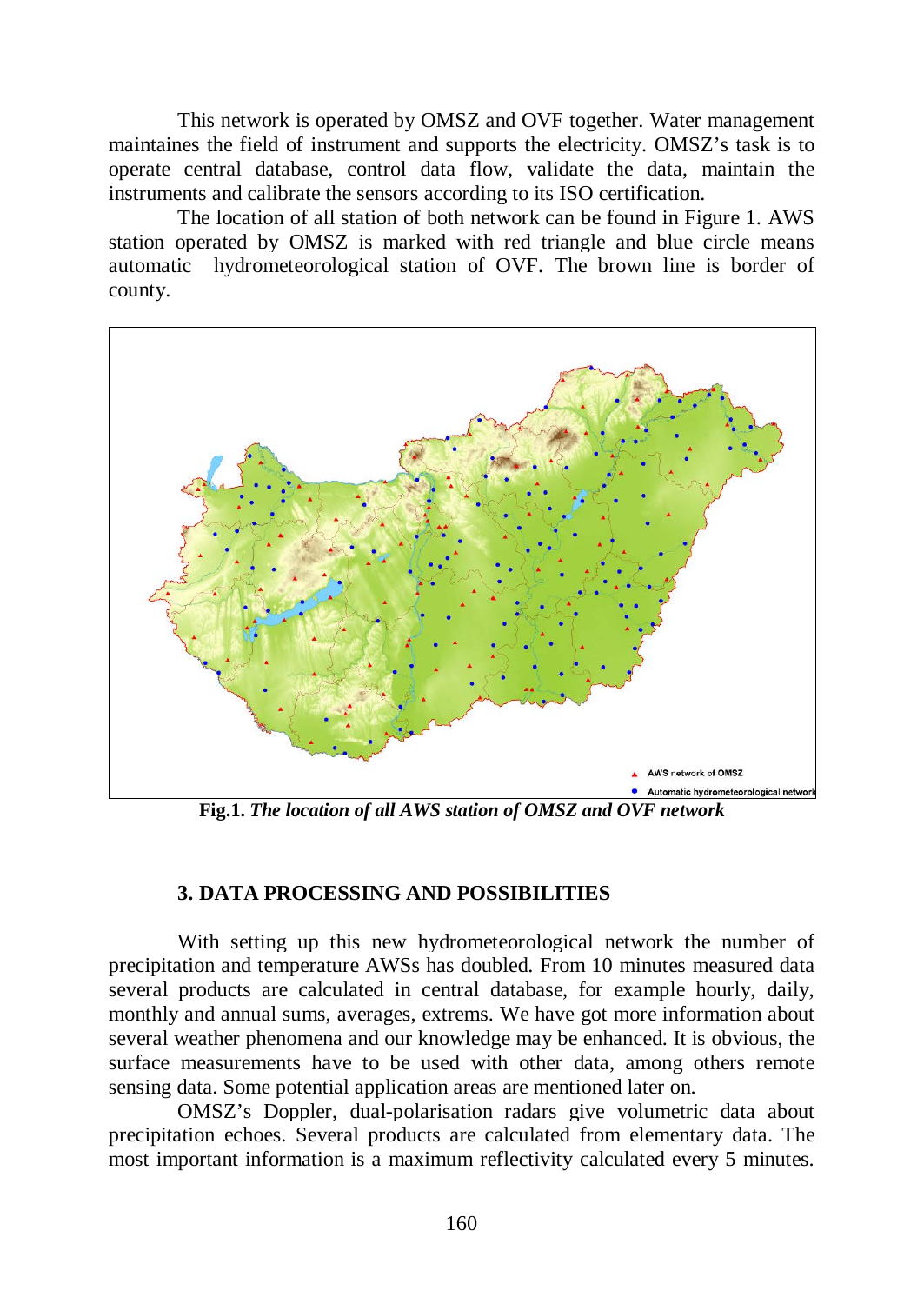This network is operated by OMSZ and OVF together. Water management maintaines the field of instrument and supports the electricity. OMSZ's task is to operate central database, control data flow, validate the data, maintain the instruments and calibrate the sensors according to its ISO certification.

The location of all station of both network can be found in Figure 1. AWS station operated by OMSZ is marked with red triangle and blue circle means automatic hydrometeorological station of OVF. The brown line is border of county.

**Fig.1.** *The location of all AWS station of OMSZ and OVF network*

### 3. DATA PROCESSING AND POSSIBILITIES

With setting up this new hydrometeorological network the number of precipitation and temperature AWSs has doubled. From 10 minutes measured data several products are calculated in central database, for example hourly, daily, monthly and annual sums, averages, extrems. We have got more information about several weather phenomena and our knowledge may be enhanced. It is obvious, the surface measurements have to be used with other data, among others remote sensing data. Some potential application areas are mentioned later on.

OMSZ's Doppler, dual-polarisation radars give volumetric data about precipitation echoes. Several products are calculated from elementary data. The most important information is a maximum reflectivity calculated every 5 minutes.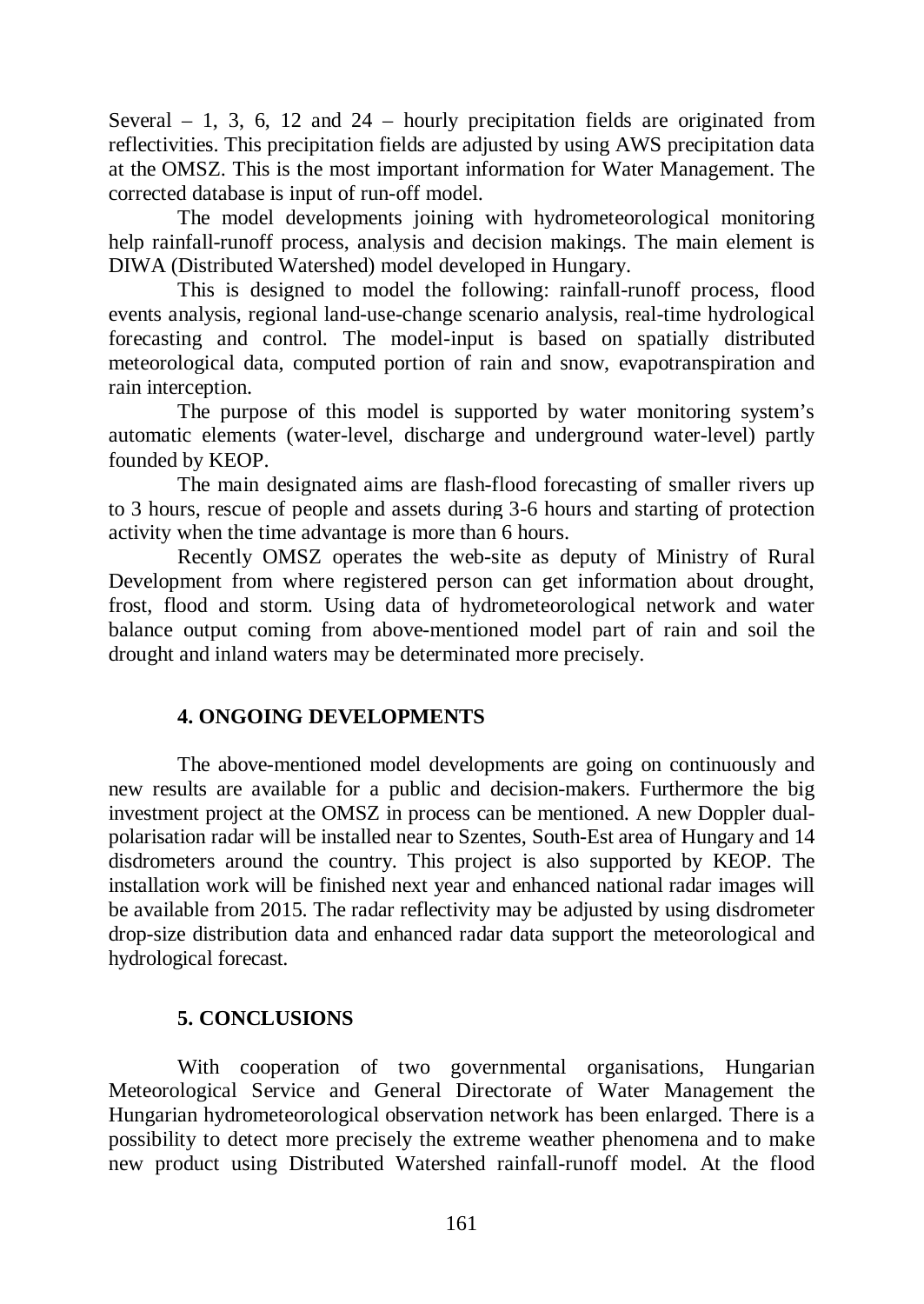Several – 1, 3, 6, 12 and 24 – hourly precipitation fields are originated from reflectivities. This precipitation fields are adjusted by using AWS precipitation data at the OMSZ. This is the most important information for Water Management. The corrected database is input of run-off model.

The model developments joining with hydrometeorological monitoring help rainfall-runoff process, analysis and decision makings. The main element is DIWA (Distributed Watershed) model developed in Hungary.

This is designed to model the following: rainfall-runoff process, flood events analysis, regional land-use-change scenario analysis, real-time hydrological forecasting and control. The model-input is based on spatially distributed meteorological data, computed portion of rain and snow, evapotranspiration and rain interception.

The purpose of this model is supported by water monitoring system's automatic elements (water-level, discharge and underground water-level) partly founded by KEOP.

The main designated aims are flash-flood forecasting of smaller rivers up to 3 hours, rescue of people and assets during 3-6 hours and starting of protection activity when the time advantage is more than 6 hours.

Recently OMSZ operates the web-site as deputy of Ministry of Rural Development from where registered person can get information about drought, frost, flood and storm. Using data of hydrometeorological network and water balance output coming from above-mentioned model part of rain and soil the drought and inland waters may be determinated more precisely.

## 4. ONGOING DEVELOPMENTS

The above-mentioned model developments are going on continuously and new results are available for a public and decision-makers. Furthermore the big investment project at the OMSZ in process can be mentioned. A new Doppler dual-polarisation radar will be installed near to Szentes, South-Est area of Hungary and 14 disdrometers around the country. This project is also supported by KEOP. The installation work will be finished next year and enhanced national radar images will be available from 2015. The radar reflectivity may be adjusted by using disdrometer drop-size distribution data and enhanced radar data support the meteorological and hydrological forecast.

## 5. CONCLUSIONS

With cooperation of two governmental organisations, Hungarian Meteorological Service and General Directorate of Water Management the Hungarian hydrometeorological observation network has been enlarged. There is a possibility to detect more precisely the extreme weather phenomena and to make new product using Distributed Watershed rainfall-runoff model. At the flood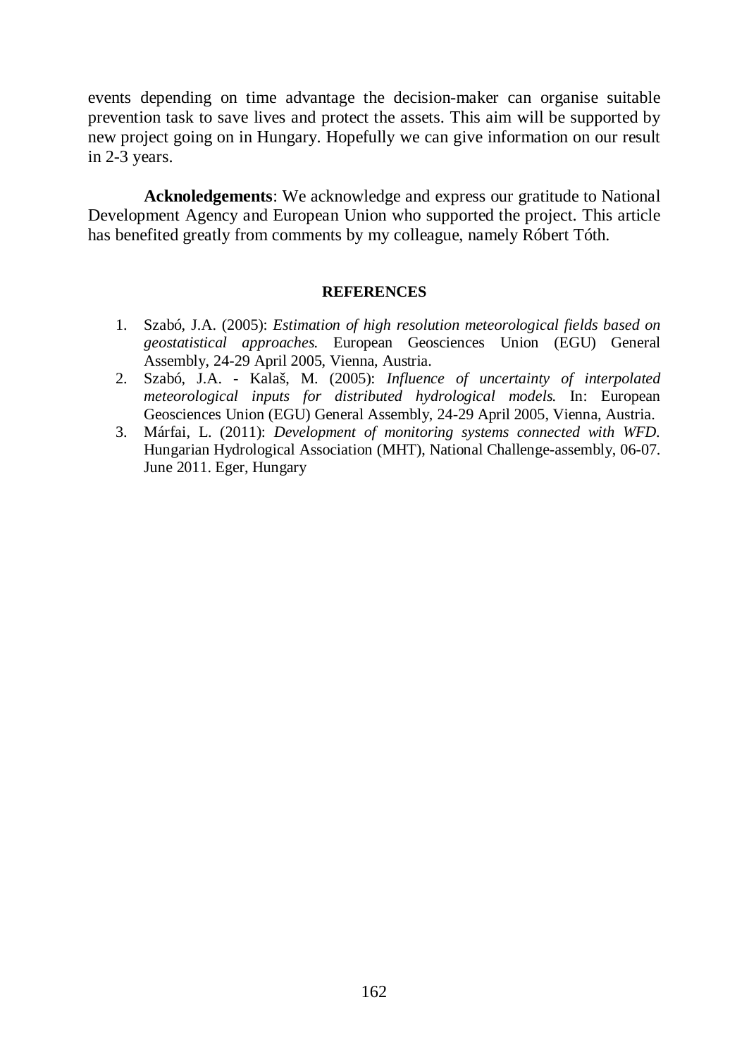events depending on time advantage the decision-maker can organise suitable prevention task to save lives and protect the assets. This aim will be supported by new project going on in Hungary. Hopefully we can give information on our result in 2-3 years.

**Acknoledgements**: We acknowledge and express our gratitude to National Development Agency and European Union who supported the project. This article has benefited greatly from comments by my colleague, namely Róbert Tóth.

## REFERENCES

1. Szabó, J.A. (2005): *Estimation of high resolution meteorological fields based on geostatistical approaches.* European Geosciences Union (EGU) General Assembly, 24-29 April 2005, Vienna, Austria.
2. Szabó, J.A. - Kalaš, M. (2005): *Influence of uncertainty of interpolated meteorological inputs for distributed hydrological models.* In: European Geosciences Union (EGU) General Assembly, 24-29 April 2005, Vienna, Austria.
3. Márfai, L. (2011): *Development of monitoring systems connected with WFD*. Hungarian Hydrological Association (MHT), National Challenge-assembly, 06-07. June 2011. Eger, Hungary